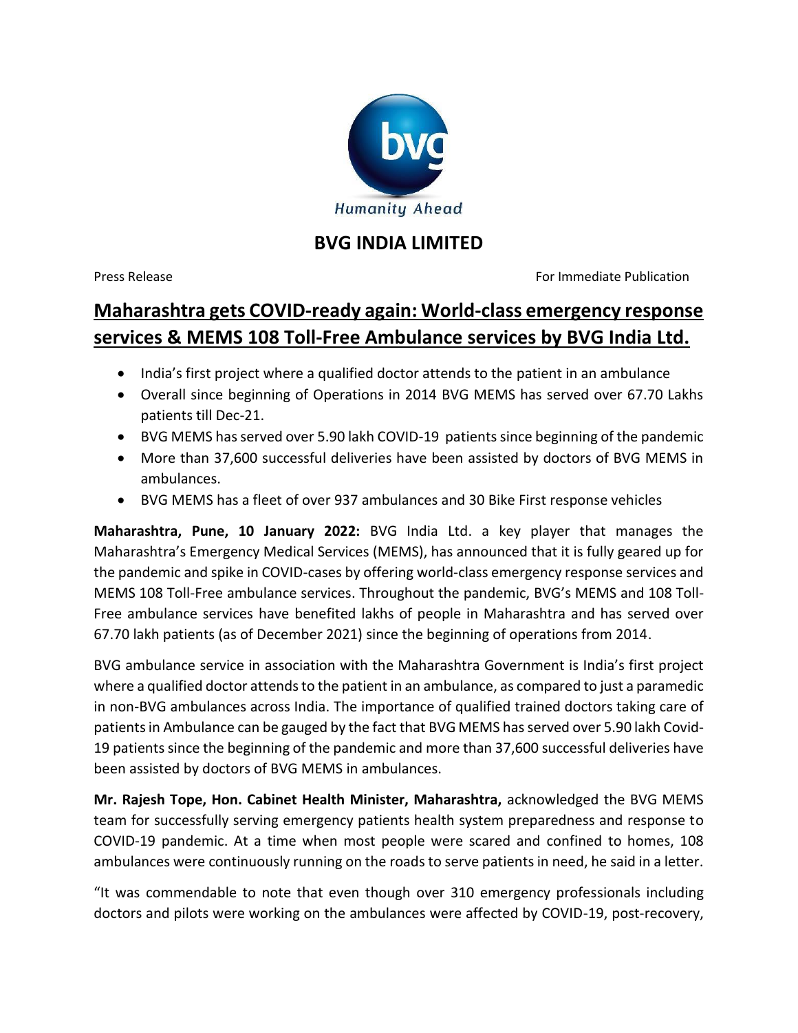bvg

Humanity Ahead

# BVG INDIA LIMITED

Press Release For Immediate Publication

## Maharashtra gets COVID-ready again: World-class emergency response services & MEMS 108 Toll-Free Ambulance services by BVG India Ltd.

- India's first project where a qualified doctor attends to the patient in an ambulance
- Overall since beginning of Operations in 2014 BVG MEMS has served over 67.70 Lakhs patients till Dec-21.
- BVG MEMS has served over 5.90 lakh COVID-19 patients since beginning of the pandemic
- More than 37,600 successful deliveries have been assisted by doctors of BVG MEMS in ambulances.
- BVG MEMS has a fleet of over 937 ambulances and 30 Bike First response vehicles

**Maharashtra, Pune, 10 January 2022:** BVG India Ltd. a key player that manages the Maharashtra's Emergency Medical Services (MEMS), has announced that it is fully geared up for the pandemic and spike in COVID-cases by offering world-class emergency response services and MEMS 108 Toll-Free ambulance services. Throughout the pandemic, BVG's MEMS and 108 Toll-Free ambulance services have benefited lakhs of people in Maharashtra and has served over 67.70 lakh patients (as of December 2021) since the beginning of operations from 2014.

BVG ambulance service in association with the Maharashtra Government is India's first project where a qualified doctor attends to the patient in an ambulance, as compared to just a paramedic in non-BVG ambulances across India. The importance of qualified trained doctors taking care of patients in Ambulance can be gauged by the fact that BVG MEMS has served over 5.90 lakh Covid-19 patients since the beginning of the pandemic and more than 37,600 successful deliveries have been assisted by doctors of BVG MEMS in ambulances.

**Mr. Rajesh Tope, Hon. Cabinet Health Minister, Maharashtra,** acknowledged the BVG MEMS team for successfully serving emergency patients health system preparedness and response to COVID-19 pandemic. At a time when most people were scared and confined to homes, 108 ambulances were continuously running on the roads to serve patients in need, he said in a letter.

"It was commendable to note that even though over 310 emergency professionals including doctors and pilots were working on the ambulances were affected by COVID-19, post-recovery,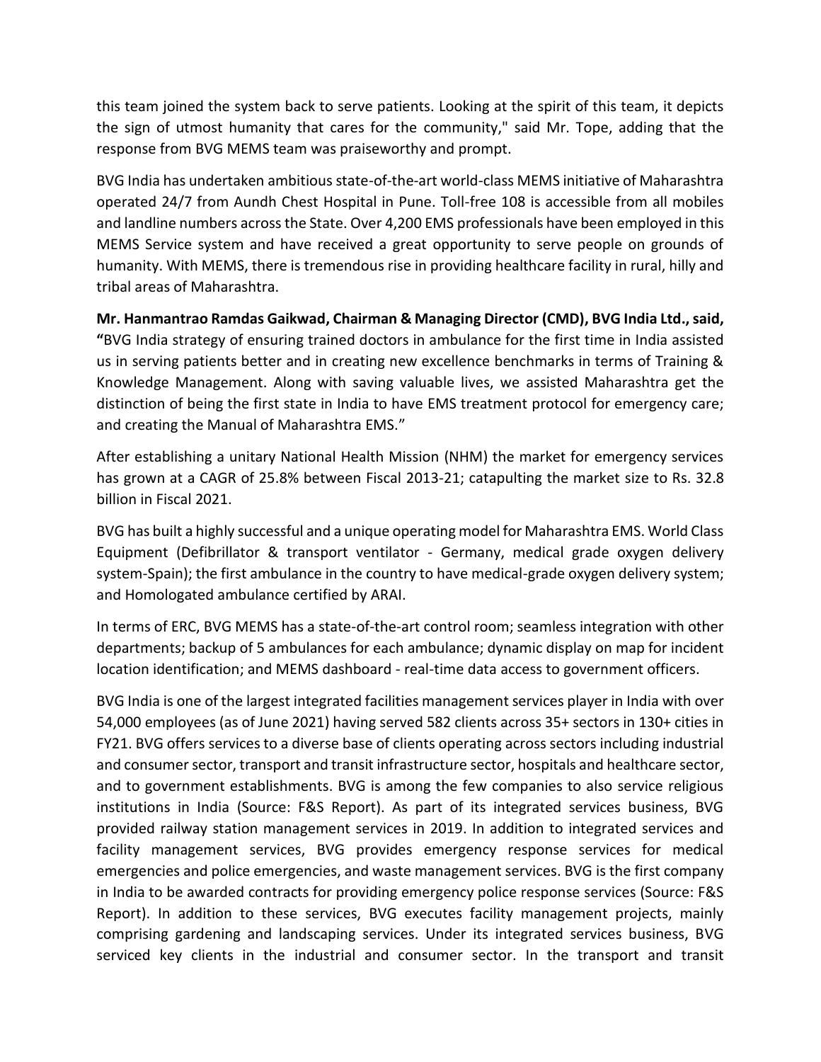this team joined the system back to serve patients. Looking at the spirit of this team, it depicts the sign of utmost humanity that cares for the community," said Mr. Tope, adding that the response from BVG MEMS team was praiseworthy and prompt.

BVG India has undertaken ambitious state-of-the-art world-class MEMS initiative of Maharashtra operated 24/7 from Aundh Chest Hospital in Pune. Toll-free 108 is accessible from all mobiles and landline numbers across the State. Over 4,200 EMS professionals have been employed in this MEMS Service system and have received a great opportunity to serve people on grounds of humanity. With MEMS, there is tremendous rise in providing healthcare facility in rural, hilly and tribal areas of Maharashtra.

**Mr. Hanmantrao Ramdas Gaikwad, Chairman & Managing Director (CMD), BVG India Ltd., said, "**BVG India strategy of ensuring trained doctors in ambulance for the first time in India assisted us in serving patients better and in creating new excellence benchmarks in terms of Training & Knowledge Management. Along with saving valuable lives, we assisted Maharashtra get the distinction of being the first state in India to have EMS treatment protocol for emergency care; and creating the Manual of Maharashtra EMS."

After establishing a unitary National Health Mission (NHM) the market for emergency services has grown at a CAGR of 25.8% between Fiscal 2013-21; catapulting the market size to Rs. 32.8 billion in Fiscal 2021.

BVG has built a highly successful and a unique operating model for Maharashtra EMS. World Class Equipment (Defibrillator & transport ventilator - Germany, medical grade oxygen delivery system-Spain); the first ambulance in the country to have medical-grade oxygen delivery system; and Homologated ambulance certified by ARAI.

In terms of ERC, BVG MEMS has a state-of-the-art control room; seamless integration with other departments; backup of 5 ambulances for each ambulance; dynamic display on map for incident location identification; and MEMS dashboard - real-time data access to government officers.

BVG India is one of the largest integrated facilities management services player in India with over 54,000 employees (as of June 2021) having served 582 clients across 35+ sectors in 130+ cities in FY21. BVG offers services to a diverse base of clients operating across sectors including industrial and consumer sector, transport and transit infrastructure sector, hospitals and healthcare sector, and to government establishments. BVG is among the few companies to also service religious institutions in India (Source: F&S Report). As part of its integrated services business, BVG provided railway station management services in 2019. In addition to integrated services and facility management services, BVG provides emergency response services for medical emergencies and police emergencies, and waste management services. BVG is the first company in India to be awarded contracts for providing emergency police response services (Source: F&S Report). In addition to these services, BVG executes facility management projects, mainly comprising gardening and landscaping services. Under its integrated services business, BVG serviced key clients in the industrial and consumer sector. In the transport and transit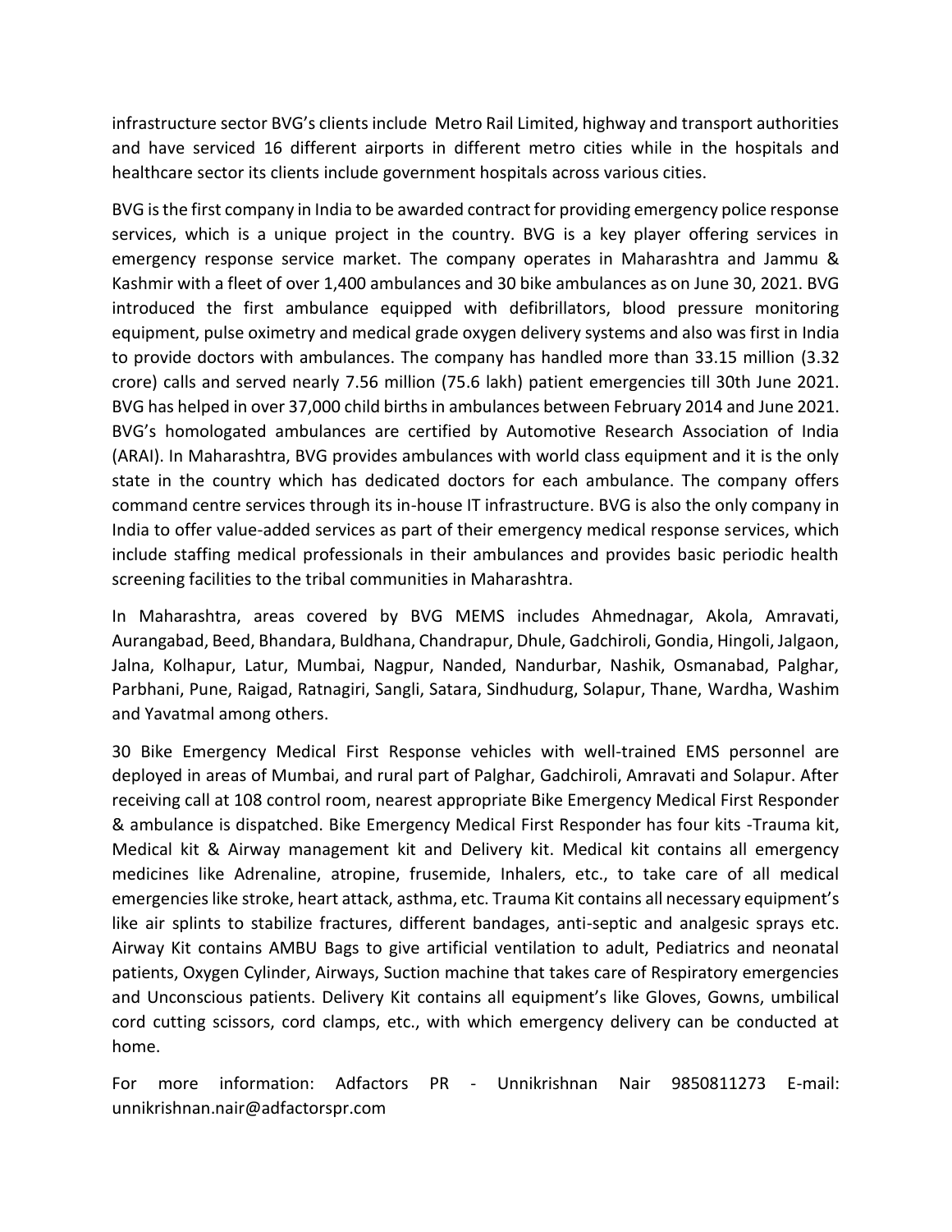infrastructure sector BVG's clients include Metro Rail Limited, highway and transport authorities and have serviced 16 different airports in different metro cities while in the hospitals and healthcare sector its clients include government hospitals across various cities.

BVG is the first company in India to be awarded contract for providing emergency police response services, which is a unique project in the country. BVG is a key player offering services in emergency response service market. The company operates in Maharashtra and Jammu & Kashmir with a fleet of over 1,400 ambulances and 30 bike ambulances as on June 30, 2021. BVG introduced the first ambulance equipped with defibrillators, blood pressure monitoring equipment, pulse oximetry and medical grade oxygen delivery systems and also was first in India to provide doctors with ambulances. The company has handled more than 33.15 million (3.32 crore) calls and served nearly 7.56 million (75.6 lakh) patient emergencies till 30th June 2021. BVG has helped in over 37,000 child births in ambulances between February 2014 and June 2021. BVG's homologated ambulances are certified by Automotive Research Association of India (ARAI). In Maharashtra, BVG provides ambulances with world class equipment and it is the only state in the country which has dedicated doctors for each ambulance. The company offers command centre services through its in-house IT infrastructure. BVG is also the only company in India to offer value-added services as part of their emergency medical response services, which include staffing medical professionals in their ambulances and provides basic periodic health screening facilities to the tribal communities in Maharashtra.

In Maharashtra, areas covered by BVG MEMS includes Ahmednagar, Akola, Amravati, Aurangabad, Beed, Bhandara, Buldhana, Chandrapur, Dhule, Gadchiroli, Gondia, Hingoli, Jalgaon, Jalna, Kolhapur, Latur, Mumbai, Nagpur, Nanded, Nandurbar, Nashik, Osmanabad, Palghar, Parbhani, Pune, Raigad, Ratnagiri, Sangli, Satara, Sindhudurg, Solapur, Thane, Wardha, Washim and Yavatmal among others.

30 Bike Emergency Medical First Response vehicles with well-trained EMS personnel are deployed in areas of Mumbai, and rural part of Palghar, Gadchiroli, Amravati and Solapur. After receiving call at 108 control room, nearest appropriate Bike Emergency Medical First Responder & ambulance is dispatched. Bike Emergency Medical First Responder has four kits -Trauma kit, Medical kit & Airway management kit and Delivery kit. Medical kit contains all emergency medicines like Adrenaline, atropine, frusemide, Inhalers, etc., to take care of all medical emergencies like stroke, heart attack, asthma, etc. Trauma Kit contains all necessary equipment's like air splints to stabilize fractures, different bandages, anti-septic and analgesic sprays etc. Airway Kit contains AMBU Bags to give artificial ventilation to adult, Pediatrics and neonatal patients, Oxygen Cylinder, Airways, Suction machine that takes care of Respiratory emergencies and Unconscious patients. Delivery Kit contains all equipment's like Gloves, Gowns, umbilical cord cutting scissors, cord clamps, etc., with which emergency delivery can be conducted at home.

For more information: Adfactors PR - Unnikrishnan Nair 9850811273 E-mail: unnikrishnan.nair@adfactorspr.com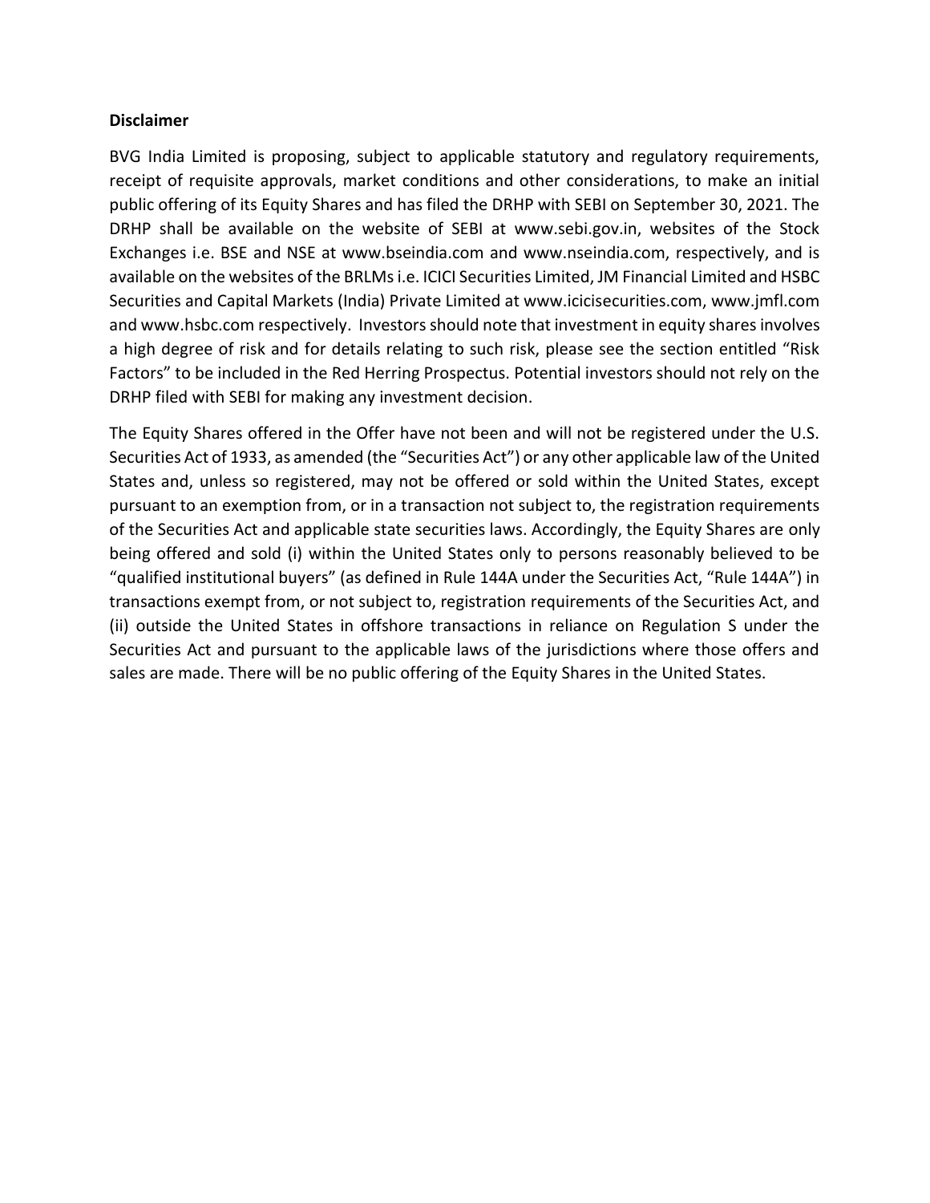**Disclaimer**

BVG India Limited is proposing, subject to applicable statutory and regulatory requirements, receipt of requisite approvals, market conditions and other considerations, to make an initial public offering of its Equity Shares and has filed the DRHP with SEBI on September 30, 2021. The DRHP shall be available on the website of SEBI at www.sebi.gov.in, websites of the Stock Exchanges i.e. BSE and NSE at www.bseindia.com and www.nseindia.com, respectively, and is available on the websites of the BRLMs i.e. ICICI Securities Limited, JM Financial Limited and HSBC Securities and Capital Markets (India) Private Limited at www.icicisecurities.com, www.jmfl.com and www.hsbc.com respectively. Investors should note that investment in equity shares involves a high degree of risk and for details relating to such risk, please see the section entitled "Risk Factors" to be included in the Red Herring Prospectus. Potential investors should not rely on the DRHP filed with SEBI for making any investment decision.

The Equity Shares offered in the Offer have not been and will not be registered under the U.S. Securities Act of 1933, as amended (the "Securities Act") or any other applicable law of the United States and, unless so registered, may not be offered or sold within the United States, except pursuant to an exemption from, or in a transaction not subject to, the registration requirements of the Securities Act and applicable state securities laws. Accordingly, the Equity Shares are only being offered and sold (i) within the United States only to persons reasonably believed to be "qualified institutional buyers" (as defined in Rule 144A under the Securities Act, "Rule 144A") in transactions exempt from, or not subject to, registration requirements of the Securities Act, and (ii) outside the United States in offshore transactions in reliance on Regulation S under the Securities Act and pursuant to the applicable laws of the jurisdictions where those offers and sales are made. There will be no public offering of the Equity Shares in the United States.